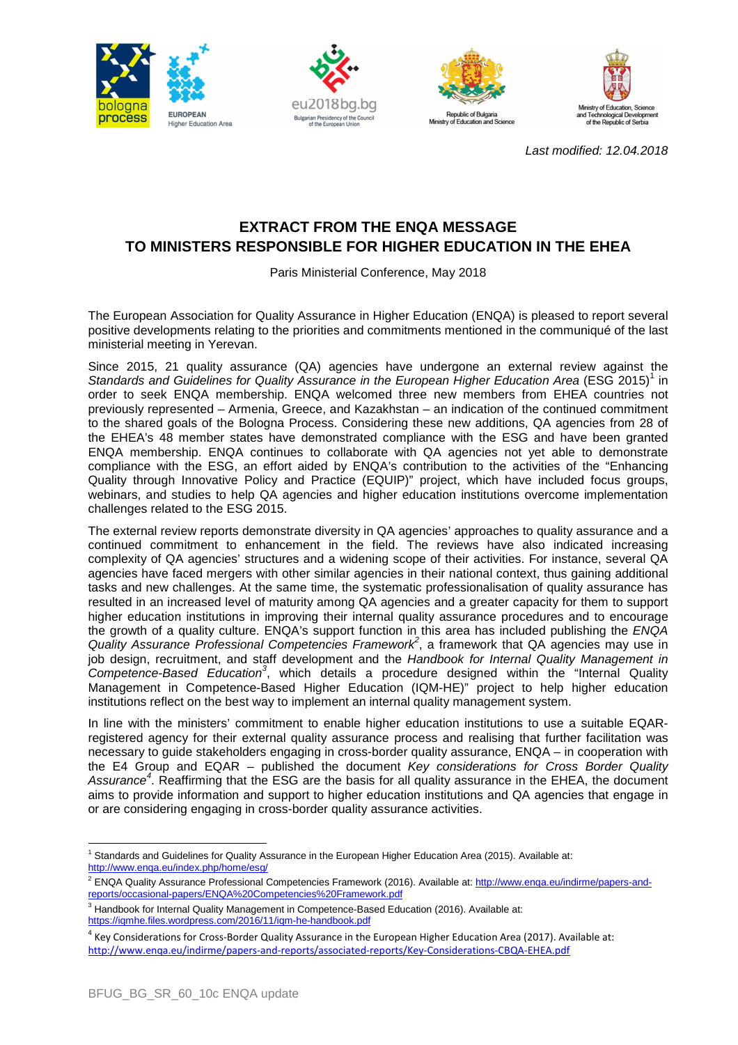*Last modified: 12.04.2018*

# EXTRACT FROM THE ENQA MESSAGE TO MINISTERS RESPONSIBLE FOR HIGHER EDUCATION IN THE EHEA

Paris Ministerial Conference, May 2018

The European Association for Quality Assurance in Higher Education (ENQA) is pleased to report several positive developments relating to the priorities and commitments mentioned in the communiqué of the last ministerial meeting in Yerevan.

Since 2015, 21 quality assurance (QA) agencies have undergone an external review against the *Standards and Guidelines for Quality Assurance in the European Higher Education Area* (ESG 2015)[1] in order to seek ENQA membership. ENQA welcomed three new members from EHEA countries not previously represented – Armenia, Greece, and Kazakhstan – an indication of the continued commitment to the shared goals of the Bologna Process. Considering these new additions, QA agencies from 28 of the EHEA's 48 member states have demonstrated compliance with the ESG and have been granted ENQA membership. ENQA continues to collaborate with QA agencies not yet able to demonstrate compliance with the ESG, an effort aided by ENQA's contribution to the activities of the "Enhancing Quality through Innovative Policy and Practice (EQUIP)" project, which have included focus groups, webinars, and studies to help QA agencies and higher education institutions overcome implementation challenges related to the ESG 2015.

The external review reports demonstrate diversity in QA agencies' approaches to quality assurance and a continued commitment to enhancement in the field. The reviews have also indicated increasing complexity of QA agencies' structures and a widening scope of their activities. For instance, several QA agencies have faced mergers with other similar agencies in their national context, thus gaining additional tasks and new challenges. At the same time, the systematic professionalisation of quality assurance has resulted in an increased level of maturity among QA agencies and a greater capacity for them to support higher education institutions in improving their internal quality assurance procedures and to encourage the growth of a quality culture. ENQA's support function in this area has included publishing the *ENQA Quality Assurance Professional Competencies Framework*[2], a framework that QA agencies may use in job design, recruitment, and staff development and the *Handbook for Internal Quality Management in Competence-Based Education*[3], which details a procedure designed within the "Internal Quality Management in Competence-Based Higher Education (IQM-HE)" project to help higher education institutions reflect on the best way to implement an internal quality management system.

In line with the ministers' commitment to enable higher education institutions to use a suitable EQAR-registered agency for their external quality assurance process and realising that further facilitation was necessary to guide stakeholders engaging in cross-border quality assurance, ENQA – in cooperation with the E4 Group and EQAR – published the document *Key considerations for Cross Border Quality Assurance*[4]. Reaffirming that the ESG are the basis for all quality assurance in the EHEA, the document aims to provide information and support to higher education institutions and QA agencies that engage in or are considering engaging in cross-border quality assurance activities.

---

[1] Standards and Guidelines for Quality Assurance in the European Higher Education Area (2015). Available at: http://www.enqa.eu/index.php/home/esg/

[2] ENQA Quality Assurance Professional Competencies Framework (2016). Available at: http://www.enqa.eu/indirme/papers-and-reports/occasional-papers/ENQA%20Competencies%20Framework.pdf

[3] Handbook for Internal Quality Management in Competence-Based Education (2016). Available at: https://iqmhe.files.wordpress.com/2016/11/iqm-he-handbook.pdf

[4] Key Considerations for Cross-Border Quality Assurance in the European Higher Education Area (2017). Available at: http://www.enqa.eu/indirme/papers-and-reports/associated-reports/Key-Considerations-CBQA-EHEA.pdf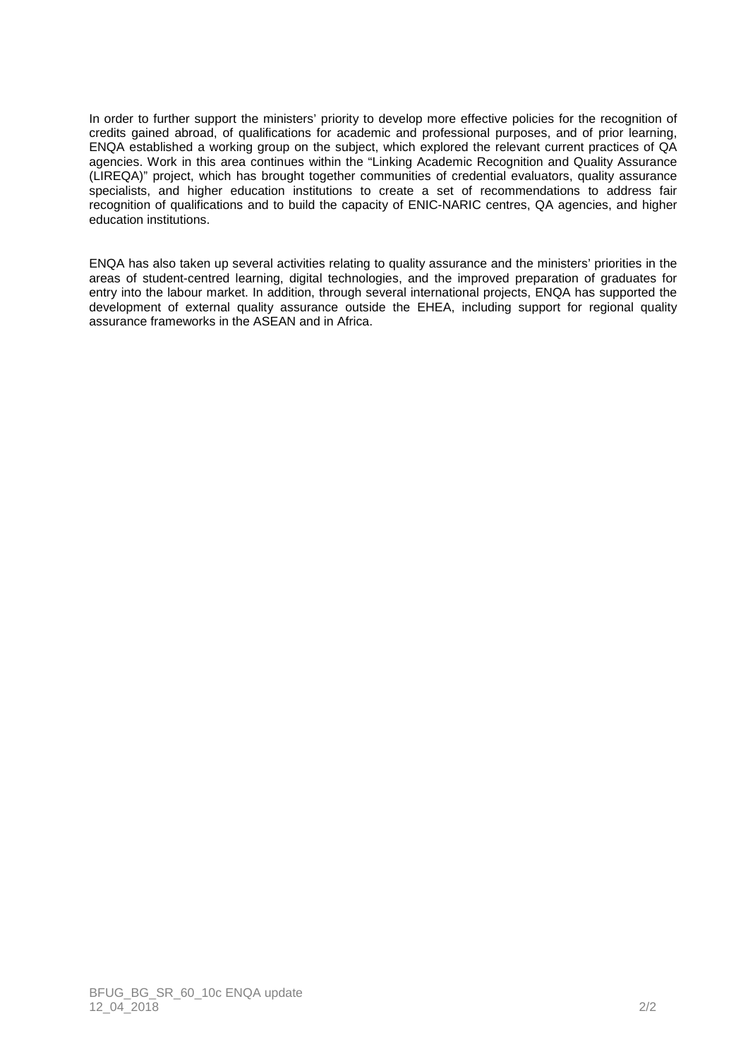In order to further support the ministers' priority to develop more effective policies for the recognition of credits gained abroad, of qualifications for academic and professional purposes, and of prior learning, ENQA established a working group on the subject, which explored the relevant current practices of QA agencies. Work in this area continues within the "Linking Academic Recognition and Quality Assurance (LIREQA)" project, which has brought together communities of credential evaluators, quality assurance specialists, and higher education institutions to create a set of recommendations to address fair recognition of qualifications and to build the capacity of ENIC-NARIC centres, QA agencies, and higher education institutions.

ENQA has also taken up several activities relating to quality assurance and the ministers' priorities in the areas of student-centred learning, digital technologies, and the improved preparation of graduates for entry into the labour market. In addition, through several international projects, ENQA has supported the development of external quality assurance outside the EHEA, including support for regional quality assurance frameworks in the ASEAN and in Africa.